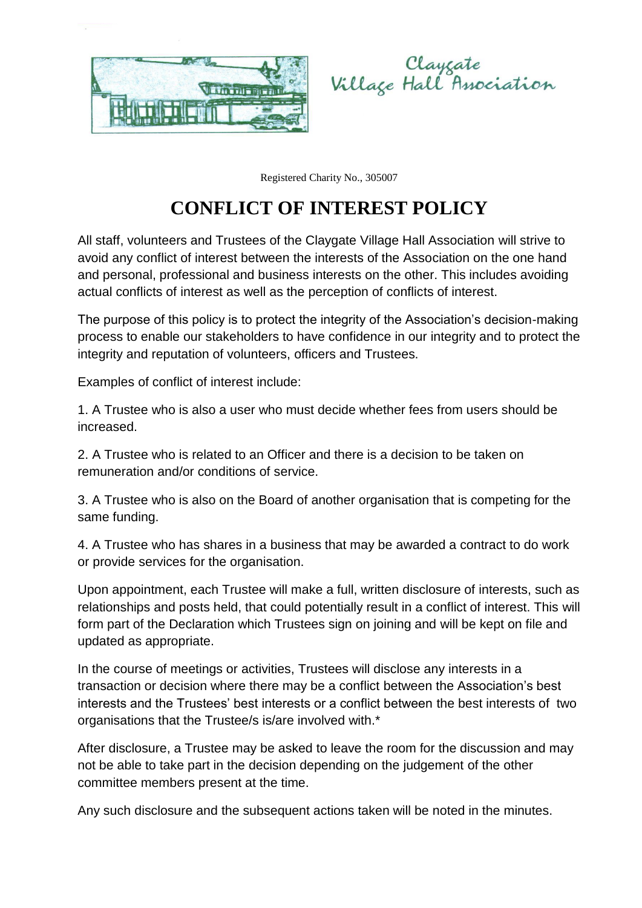Claygate Village Hall Association

Registered Charity No., 305007

# CONFLICT OF INTEREST POLICY

All staff, volunteers and Trustees of the Claygate Village Hall Association will strive to avoid any conflict of interest between the interests of the Association on the one hand and personal, professional and business interests on the other. This includes avoiding actual conflicts of interest as well as the perception of conflicts of interest.

The purpose of this policy is to protect the integrity of the Association's decision-making process to enable our stakeholders to have confidence in our integrity and to protect the integrity and reputation of volunteers, officers and Trustees.

Examples of conflict of interest include:

1. A Trustee who is also a user who must decide whether fees from users should be increased.

2. A Trustee who is related to an Officer and there is a decision to be taken on remuneration and/or conditions of service.

3. A Trustee who is also on the Board of another organisation that is competing for the same funding.

4. A Trustee who has shares in a business that may be awarded a contract to do work or provide services for the organisation.

Upon appointment, each Trustee will make a full, written disclosure of interests, such as relationships and posts held, that could potentially result in a conflict of interest. This will form part of the Declaration which Trustees sign on joining and will be kept on file and updated as appropriate.

In the course of meetings or activities, Trustees will disclose any interests in a transaction or decision where there may be a conflict between the Association's best interests and the Trustees' best interests or a conflict between the best interests of two organisations that the Trustee/s is/are involved with.*

After disclosure, a Trustee may be asked to leave the room for the discussion and may not be able to take part in the decision depending on the judgement of the other committee members present at the time.

Any such disclosure and the subsequent actions taken will be noted in the minutes.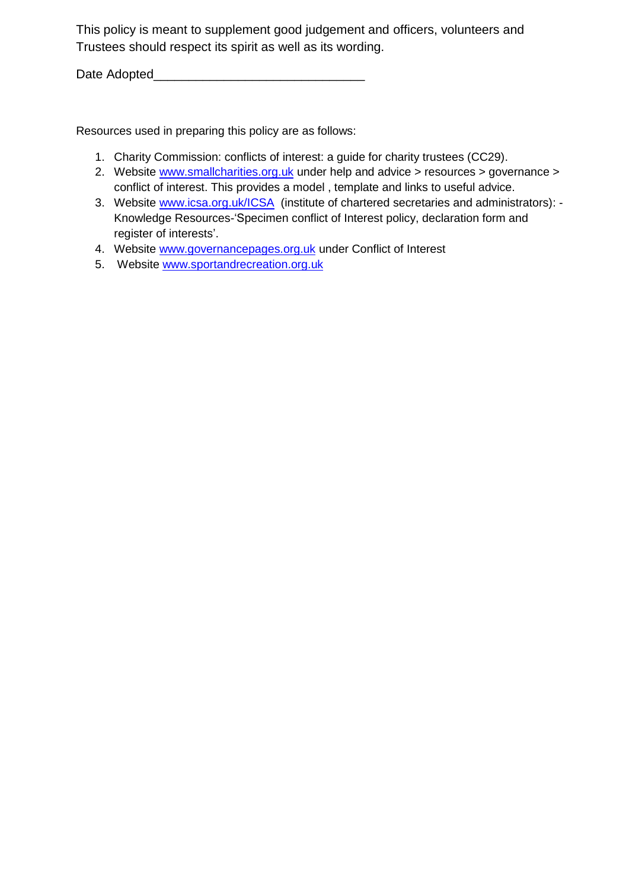This policy is meant to supplement good judgement and officers, volunteers and Trustees should respect its spirit as well as its wording.

Date Adopted______________________________

Resources used in preparing this policy are as follows:

1. Charity Commission: conflicts of interest: a guide for charity trustees (CC29).
2. Website www.smallcharities.org.uk under help and advice > resources > governance > conflict of interest. This provides a model , template and links to useful advice.
3. Website www.icsa.org.uk/ICSA (institute of chartered secretaries and administrators): - Knowledge Resources-'Specimen conflict of Interest policy, declaration form and register of interests'.
4. Website www.governancepages.org.uk under Conflict of Interest
5. Website www.sportandrecreation.org.uk